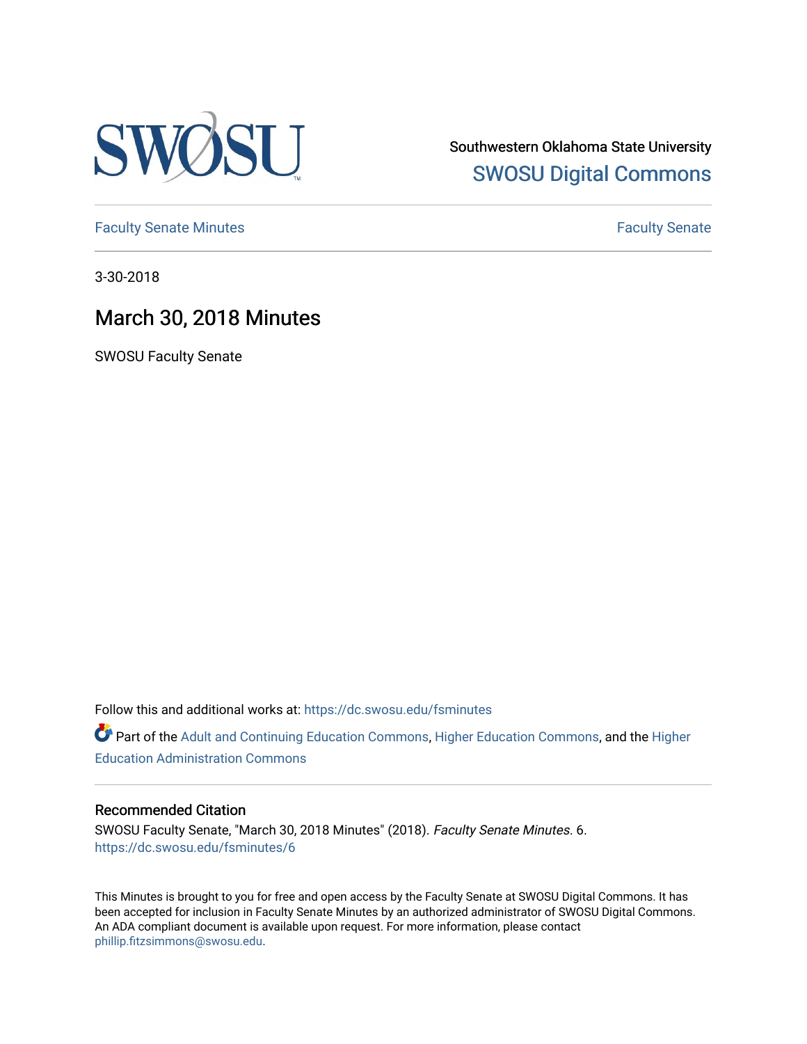Southwestern Oklahoma State University

SWOSU Digital Commons

Faculty Senate Minutes

Faculty Senate

3-30-2018

# March 30, 2018 Minutes

SWOSU Faculty Senate

Follow this and additional works at: https://dc.swosu.edu/fsminutes

Part of the Adult and Continuing Education Commons, Higher Education Commons, and the Higher Education Administration Commons

### Recommended Citation

SWOSU Faculty Senate, "March 30, 2018 Minutes" (2018). *Faculty Senate Minutes*. 6.
https://dc.swosu.edu/fsminutes/6

This Minutes is brought to you for free and open access by the Faculty Senate at SWOSU Digital Commons. It has been accepted for inclusion in Faculty Senate Minutes by an authorized administrator of SWOSU Digital Commons. An ADA compliant document is available upon request. For more information, please contact phillip.fitzsimmons@swosu.edu.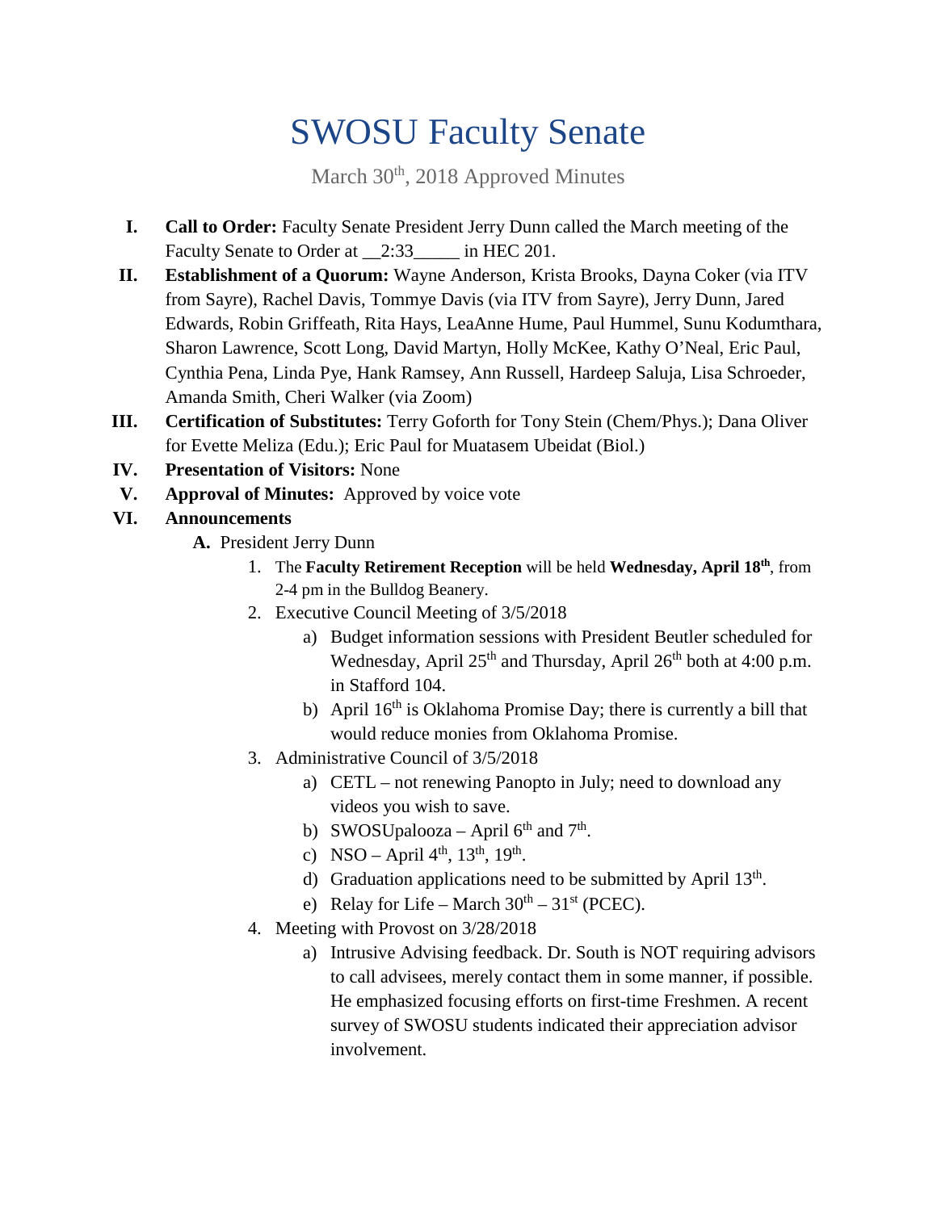# SWOSU Faculty Senate

March 30th, 2018 Approved Minutes

I. **Call to Order:** Faculty Senate President Jerry Dunn called the March meeting of the Faculty Senate to Order at __2:33_____ in HEC 201.

II. **Establishment of a Quorum:** Wayne Anderson, Krista Brooks, Dayna Coker (via ITV from Sayre), Rachel Davis, Tommye Davis (via ITV from Sayre), Jerry Dunn, Jared Edwards, Robin Griffeath, Rita Hays, LeaAnne Hume, Paul Hummel, Sunu Kodumthara, Sharon Lawrence, Scott Long, David Martyn, Holly McKee, Kathy O'Neal, Eric Paul, Cynthia Pena, Linda Pye, Hank Ramsey, Ann Russell, Hardeep Saluja, Lisa Schroeder, Amanda Smith, Cheri Walker (via Zoom)

III. **Certification of Substitutes:** Terry Goforth for Tony Stein (Chem/Phys.); Dana Oliver for Evette Meliza (Edu.); Eric Paul for Muatasem Ubeidat (Biol.)

IV. **Presentation of Visitors:** None

V. **Approval of Minutes:** Approved by voice vote

VI. **Announcements**

   A. President Jerry Dunn

      1. The **Faculty Retirement Reception** will be held **Wednesday, April 18th**, from 2-4 pm in the Bulldog Beanery.
      2. Executive Council Meeting of 3/5/2018
         a) Budget information sessions with President Beutler scheduled for Wednesday, April 25th and Thursday, April 26th both at 4:00 p.m. in Stafford 104.
         b) April 16th is Oklahoma Promise Day; there is currently a bill that would reduce monies from Oklahoma Promise.
      3. Administrative Council of 3/5/2018
         a) CETL – not renewing Panopto in July; need to download any videos you wish to save.
         b) SWOSUpalooza – April 6th and 7th.
         c) NSO – April 4th, 13th, 19th.
         d) Graduation applications need to be submitted by April 13th.
         e) Relay for Life – March 30th – 31st (PCEC).
      4. Meeting with Provost on 3/28/2018
         a) Intrusive Advising feedback. Dr. South is NOT requiring advisors to call advisees, merely contact them in some manner, if possible. He emphasized focusing efforts on first-time Freshmen. A recent survey of SWOSU students indicated their appreciation advisor involvement.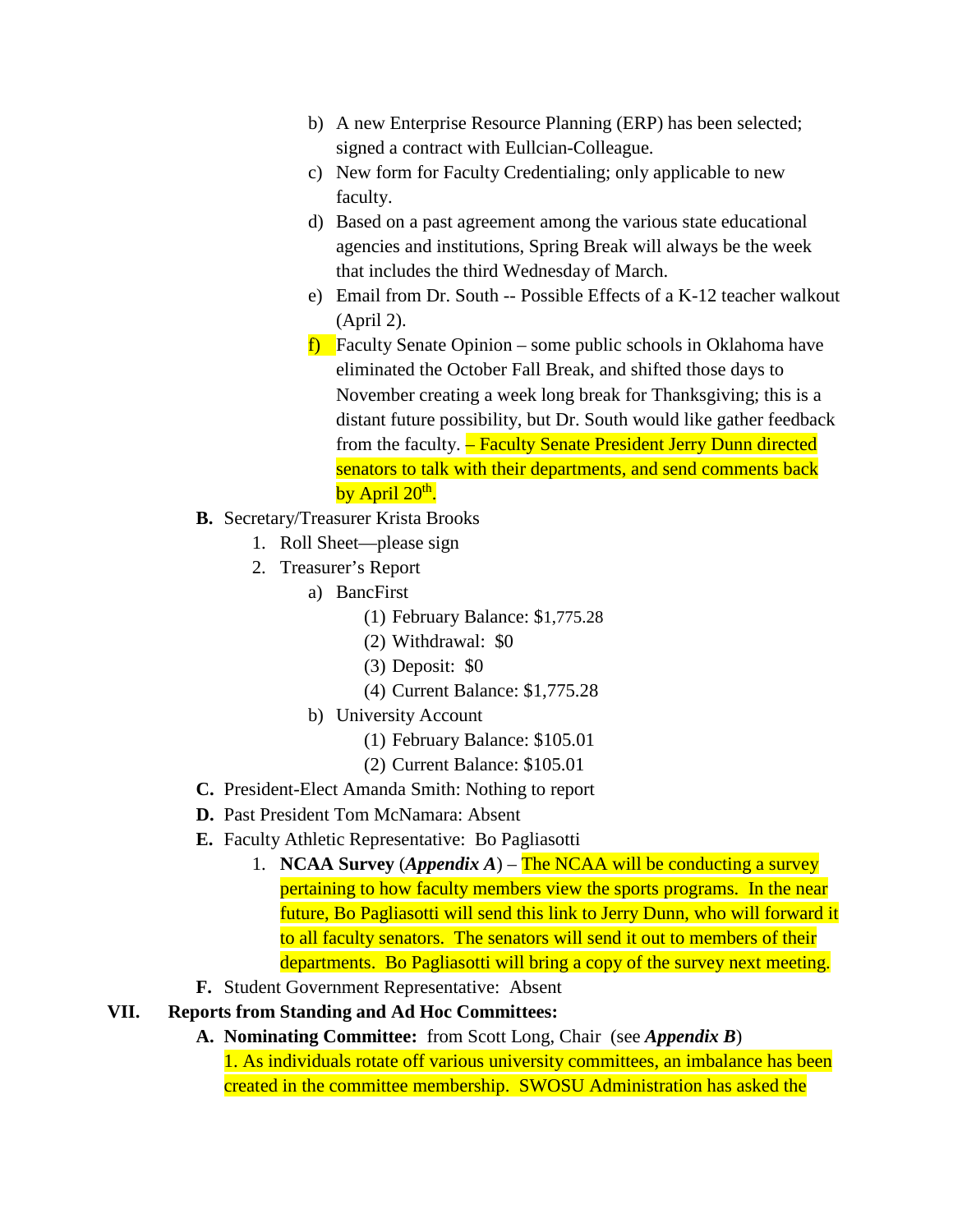b) A new Enterprise Resource Planning (ERP) has been selected; signed a contract with Eullcian-Colleague.

c) New form for Faculty Credentialing; only applicable to new faculty.

d) Based on a past agreement among the various state educational agencies and institutions, Spring Break will always be the week that includes the third Wednesday of March.

e) Email from Dr. South -- Possible Effects of a K-12 teacher walkout (April 2).

f) Faculty Senate Opinion – some public schools in Oklahoma have eliminated the October Fall Break, and shifted those days to November creating a week long break for Thanksgiving; this is a distant future possibility, but Dr. South would like gather feedback from the faculty. – Faculty Senate President Jerry Dunn directed senators to talk with their departments, and send comments back by April 20th.

**B.** Secretary/Treasurer Krista Brooks

1. Roll Sheet—please sign
2. Treasurer's Report
   a) BancFirst
      (1) February Balance: $1,775.28
      (2) Withdrawal: $0
      (3) Deposit: $0
      (4) Current Balance: $1,775.28
   b) University Account
      (1) February Balance: $105.01
      (2) Current Balance: $105.01

**C.** President-Elect Amanda Smith: Nothing to report

**D.** Past President Tom McNamara: Absent

**E.** Faculty Athletic Representative: Bo Pagliasotti

1. **NCAA Survey** (***Appendix A***) – The NCAA will be conducting a survey pertaining to how faculty members view the sports programs. In the near future, Bo Pagliasotti will send this link to Jerry Dunn, who will forward it to all faculty senators. The senators will send it out to members of their departments. Bo Pagliasotti will bring a copy of the survey next meeting.

**F.** Student Government Representative: Absent

**VII. Reports from Standing and Ad Hoc Committees:**

**A. Nominating Committee:** from Scott Long, Chair (see ***Appendix B***)

1. As individuals rotate off various university committees, an imbalance has been created in the committee membership. SWOSU Administration has asked the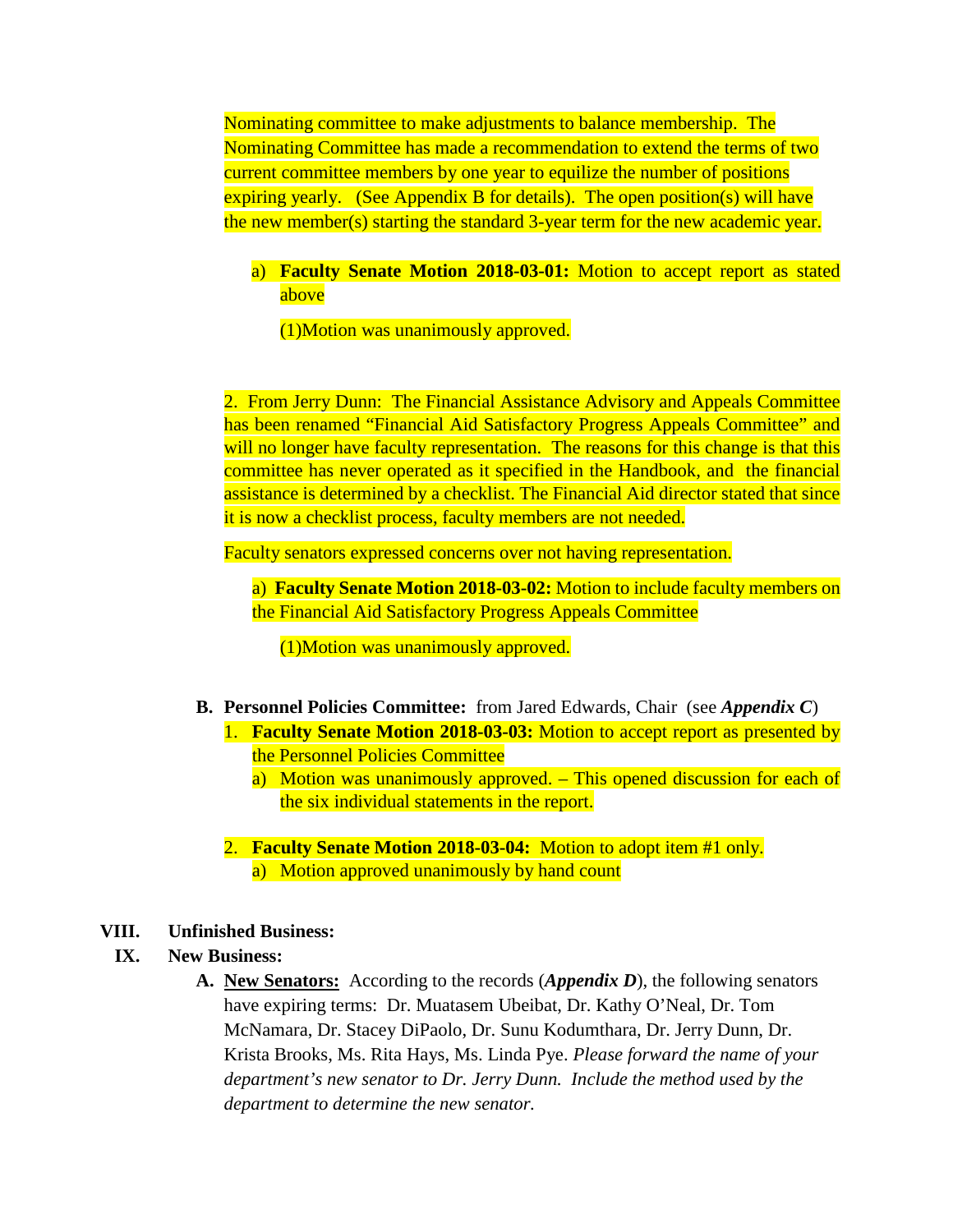Nominating committee to make adjustments to balance membership. The Nominating Committee has made a recommendation to extend the terms of two current committee members by one year to equilize the number of positions expiring yearly. (See Appendix B for details). The open position(s) will have the new member(s) starting the standard 3-year term for the new academic year.

a) **Faculty Senate Motion 2018-03-01:** Motion to accept report as stated above

(1)Motion was unanimously approved.

2. From Jerry Dunn: The Financial Assistance Advisory and Appeals Committee has been renamed "Financial Aid Satisfactory Progress Appeals Committee" and will no longer have faculty representation. The reasons for this change is that this committee has never operated as it specified in the Handbook, and the financial assistance is determined by a checklist. The Financial Aid director stated that since it is now a checklist process, faculty members are not needed.

Faculty senators expressed concerns over not having representation.

a) **Faculty Senate Motion 2018-03-02:** Motion to include faculty members on the Financial Aid Satisfactory Progress Appeals Committee

(1)Motion was unanimously approved.

**B. Personnel Policies Committee:** from Jared Edwards, Chair (see ***Appendix C***)

1. **Faculty Senate Motion 2018-03-03:** Motion to accept report as presented by the Personnel Policies Committee
   a) Motion was unanimously approved. – This opened discussion for each of the six individual statements in the report.

2. **Faculty Senate Motion 2018-03-04:** Motion to adopt item #1 only.
   a) Motion approved unanimously by hand count

**VIII. Unfinished Business:**

**IX. New Business:**

**A. <u>New Senators:</u>** According to the records (***Appendix D***), the following senators have expiring terms: Dr. Muatasem Ubeibat, Dr. Kathy O'Neal, Dr. Tom McNamara, Dr. Stacey DiPaolo, Dr. Sunu Kodumthara, Dr. Jerry Dunn, Dr. Krista Brooks, Ms. Rita Hays, Ms. Linda Pye. *Please forward the name of your department's new senator to Dr. Jerry Dunn. Include the method used by the department to determine the new senator.*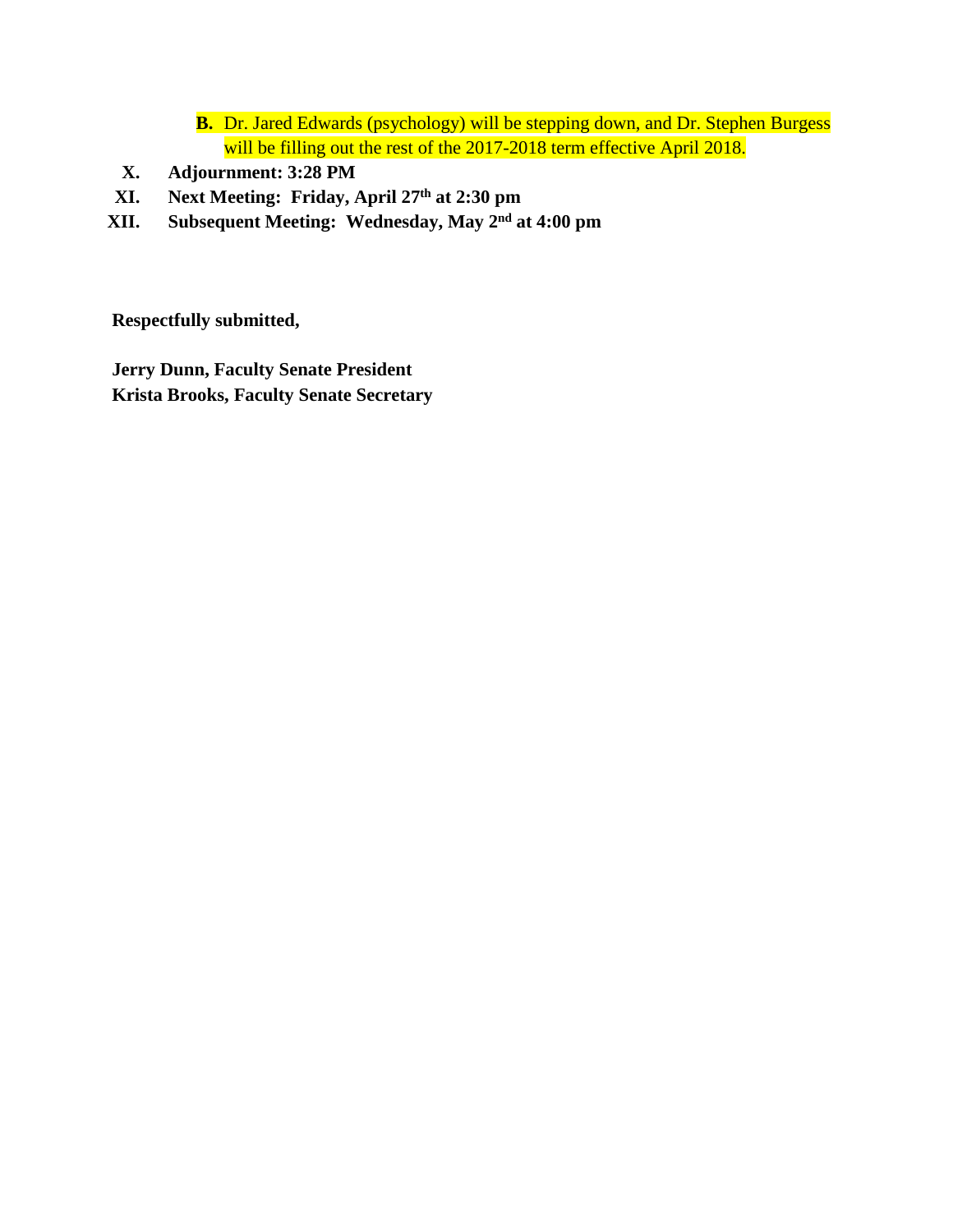B. Dr. Jared Edwards (psychology) will be stepping down, and Dr. Stephen Burgess will be filling out the rest of the 2017-2018 term effective April 2018.

X. **Adjournment: 3:28 PM**

XI. **Next Meeting: Friday, April 27th at 2:30 pm**

XII. **Subsequent Meeting: Wednesday, May 2nd at 4:00 pm**

**Respectfully submitted,**

**Jerry Dunn, Faculty Senate President**
**Krista Brooks, Faculty Senate Secretary**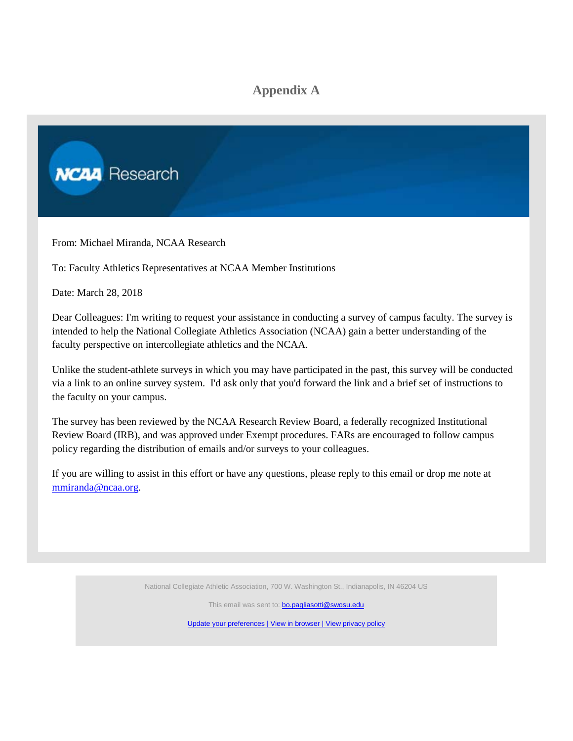# Appendix A

NCAA Research

From: Michael Miranda, NCAA Research

To: Faculty Athletics Representatives at NCAA Member Institutions

Date: March 28, 2018

Dear Colleagues: I'm writing to request your assistance in conducting a survey of campus faculty. The survey is intended to help the National Collegiate Athletics Association (NCAA) gain a better understanding of the faculty perspective on intercollegiate athletics and the NCAA.

Unlike the student-athlete surveys in which you may have participated in the past, this survey will be conducted via a link to an online survey system. I'd ask only that you'd forward the link and a brief set of instructions to the faculty on your campus.

The survey has been reviewed by the NCAA Research Review Board, a federally recognized Institutional Review Board (IRB), and was approved under Exempt procedures. FARs are encouraged to follow campus policy regarding the distribution of emails and/or surveys to your colleagues.

If you are willing to assist in this effort or have any questions, please reply to this email or drop me note at mmiranda@ncaa.org.

National Collegiate Athletic Association, 700 W. Washington St., Indianapolis, IN 46204 US

This email was sent to: bo.pagliasotti@swosu.edu

Update your preferences | View in browser | View privacy policy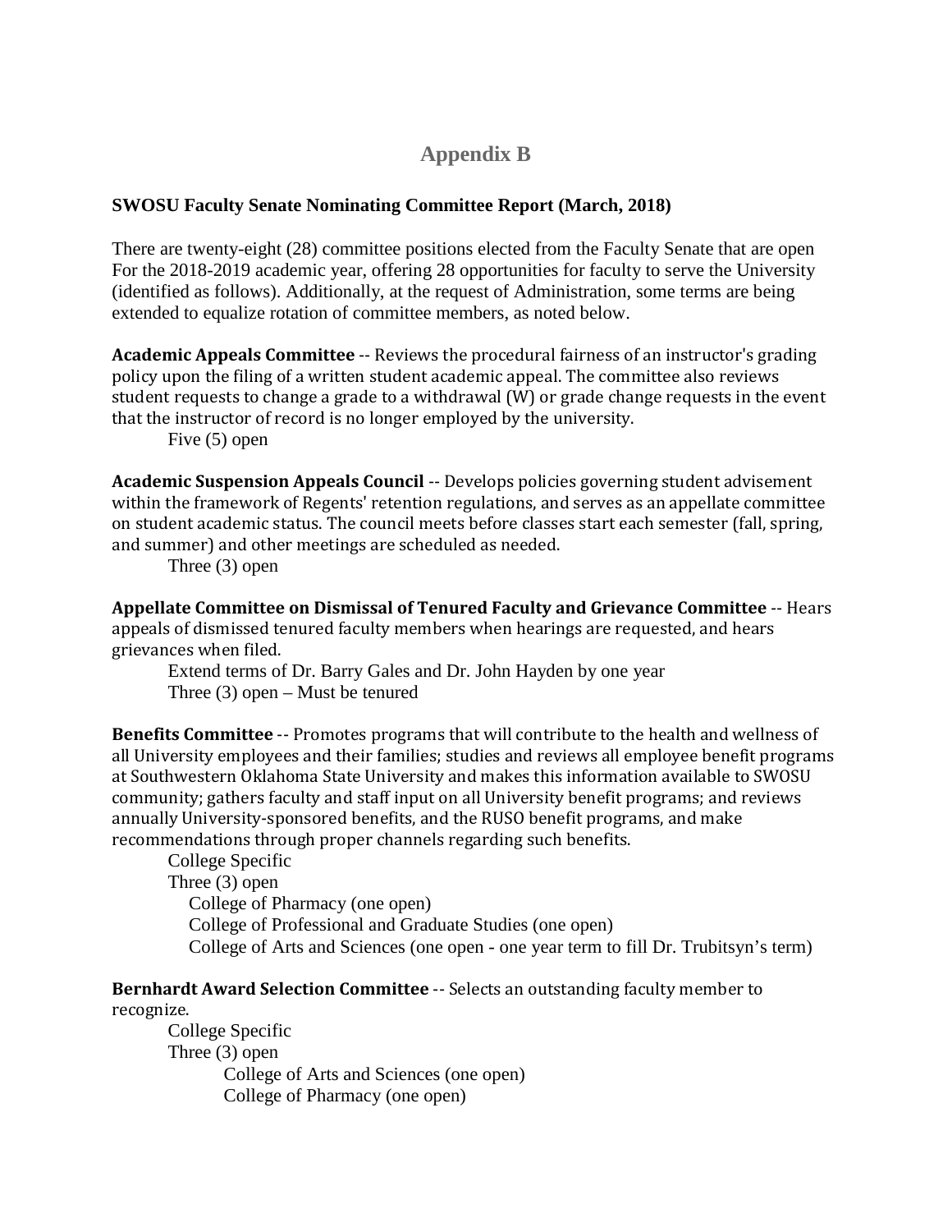## Appendix B

**SWOSU Faculty Senate Nominating Committee Report (March, 2018)**

There are twenty-eight (28) committee positions elected from the Faculty Senate that are open For the 2018-2019 academic year, offering 28 opportunities for faculty to serve the University (identified as follows). Additionally, at the request of Administration, some terms are being extended to equalize rotation of committee members, as noted below.

**Academic Appeals Committee** -- Reviews the procedural fairness of an instructor's grading policy upon the filing of a written student academic appeal. The committee also reviews student requests to change a grade to a withdrawal (W) or grade change requests in the event that the instructor of record is no longer employed by the university.

Five (5) open

**Academic Suspension Appeals Council** -- Develops policies governing student advisement within the framework of Regents' retention regulations, and serves as an appellate committee on student academic status. The council meets before classes start each semester (fall, spring, and summer) and other meetings are scheduled as needed.

Three (3) open

**Appellate Committee on Dismissal of Tenured Faculty and Grievance Committee** -- Hears appeals of dismissed tenured faculty members when hearings are requested, and hears grievances when filed.

Extend terms of Dr. Barry Gales and Dr. John Hayden by one year

Three (3) open – Must be tenured

**Benefits Committee** -- Promotes programs that will contribute to the health and wellness of all University employees and their families; studies and reviews all employee benefit programs at Southwestern Oklahoma State University and makes this information available to SWOSU community; gathers faculty and staff input on all University benefit programs; and reviews annually University-sponsored benefits, and the RUSO benefit programs, and make recommendations through proper channels regarding such benefits.

College Specific

Three (3) open

- College of Pharmacy (one open)
- College of Professional and Graduate Studies (one open)
- College of Arts and Sciences (one open - one year term to fill Dr. Trubitsyn's term)

**Bernhardt Award Selection Committee** -- Selects an outstanding faculty member to recognize.

College Specific

Three (3) open

- College of Arts and Sciences (one open)
- College of Pharmacy (one open)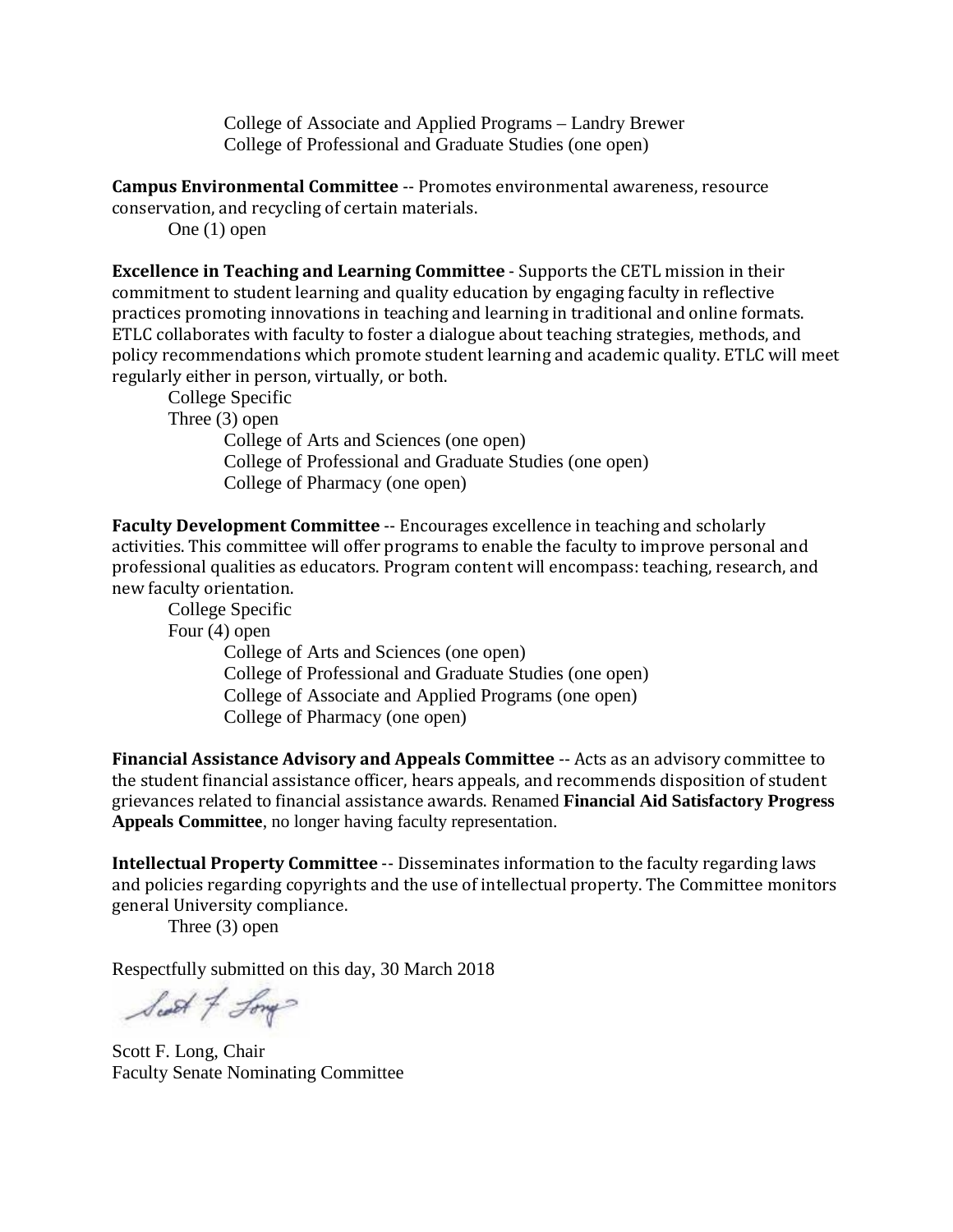College of Associate and Applied Programs – Landry Brewer
College of Professional and Graduate Studies (one open)

**Campus Environmental Committee** -- Promotes environmental awareness, resource conservation, and recycling of certain materials.

One (1) open

**Excellence in Teaching and Learning Committee** - Supports the CETL mission in their commitment to student learning and quality education by engaging faculty in reflective practices promoting innovations in teaching and learning in traditional and online formats. ETLC collaborates with faculty to foster a dialogue about teaching strategies, methods, and policy recommendations which promote student learning and academic quality. ETLC will meet regularly either in person, virtually, or both.

College Specific
Three (3) open
College of Arts and Sciences (one open)
College of Professional and Graduate Studies (one open)
College of Pharmacy (one open)

**Faculty Development Committee** -- Encourages excellence in teaching and scholarly activities. This committee will offer programs to enable the faculty to improve personal and professional qualities as educators. Program content will encompass: teaching, research, and new faculty orientation.

College Specific
Four (4) open
College of Arts and Sciences (one open)
College of Professional and Graduate Studies (one open)
College of Associate and Applied Programs (one open)
College of Pharmacy (one open)

**Financial Assistance Advisory and Appeals Committee** -- Acts as an advisory committee to the student financial assistance officer, hears appeals, and recommends disposition of student grievances related to financial assistance awards. Renamed **Financial Aid Satisfactory Progress Appeals Committee**, no longer having faculty representation.

**Intellectual Property Committee** -- Disseminates information to the faculty regarding laws and policies regarding copyrights and the use of intellectual property. The Committee monitors general University compliance.

Three (3) open

Respectfully submitted on this day, 30 March 2018

Scott F. Long, Chair
Faculty Senate Nominating Committee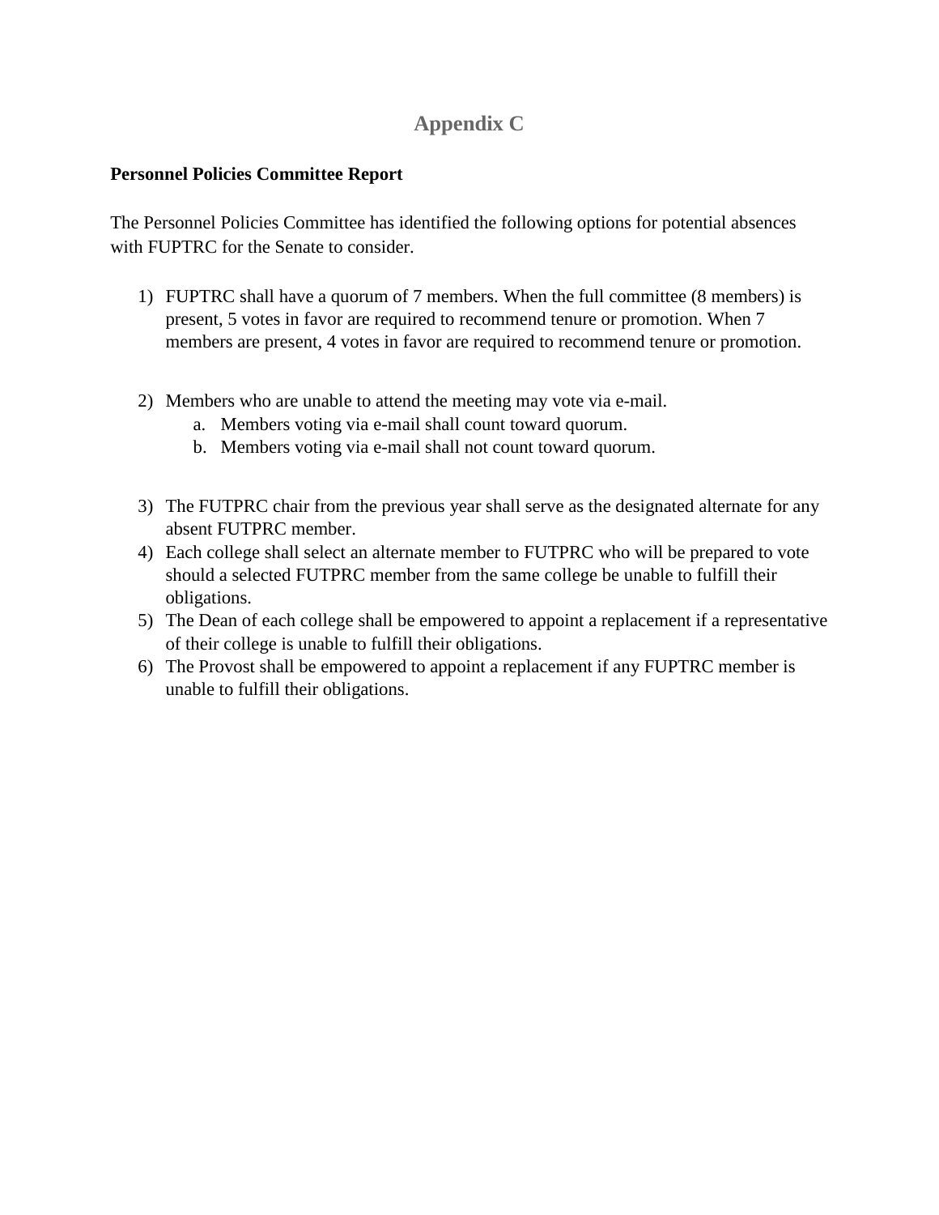## Appendix C

**Personnel Policies Committee Report**

The Personnel Policies Committee has identified the following options for potential absences with FUPTRC for the Senate to consider.

1) FUPTRC shall have a quorum of 7 members. When the full committee (8 members) is present, 5 votes in favor are required to recommend tenure or promotion. When 7 members are present, 4 votes in favor are required to recommend tenure or promotion.

2) Members who are unable to attend the meeting may vote via e-mail.
   a. Members voting via e-mail shall count toward quorum.
   b. Members voting via e-mail shall not count toward quorum.

3) The FUTPRC chair from the previous year shall serve as the designated alternate for any absent FUTPRC member.
4) Each college shall select an alternate member to FUTPRC who will be prepared to vote should a selected FUTPRC member from the same college be unable to fulfill their obligations.
5) The Dean of each college shall be empowered to appoint a replacement if a representative of their college is unable to fulfill their obligations.
6) The Provost shall be empowered to appoint a replacement if any FUPTRC member is unable to fulfill their obligations.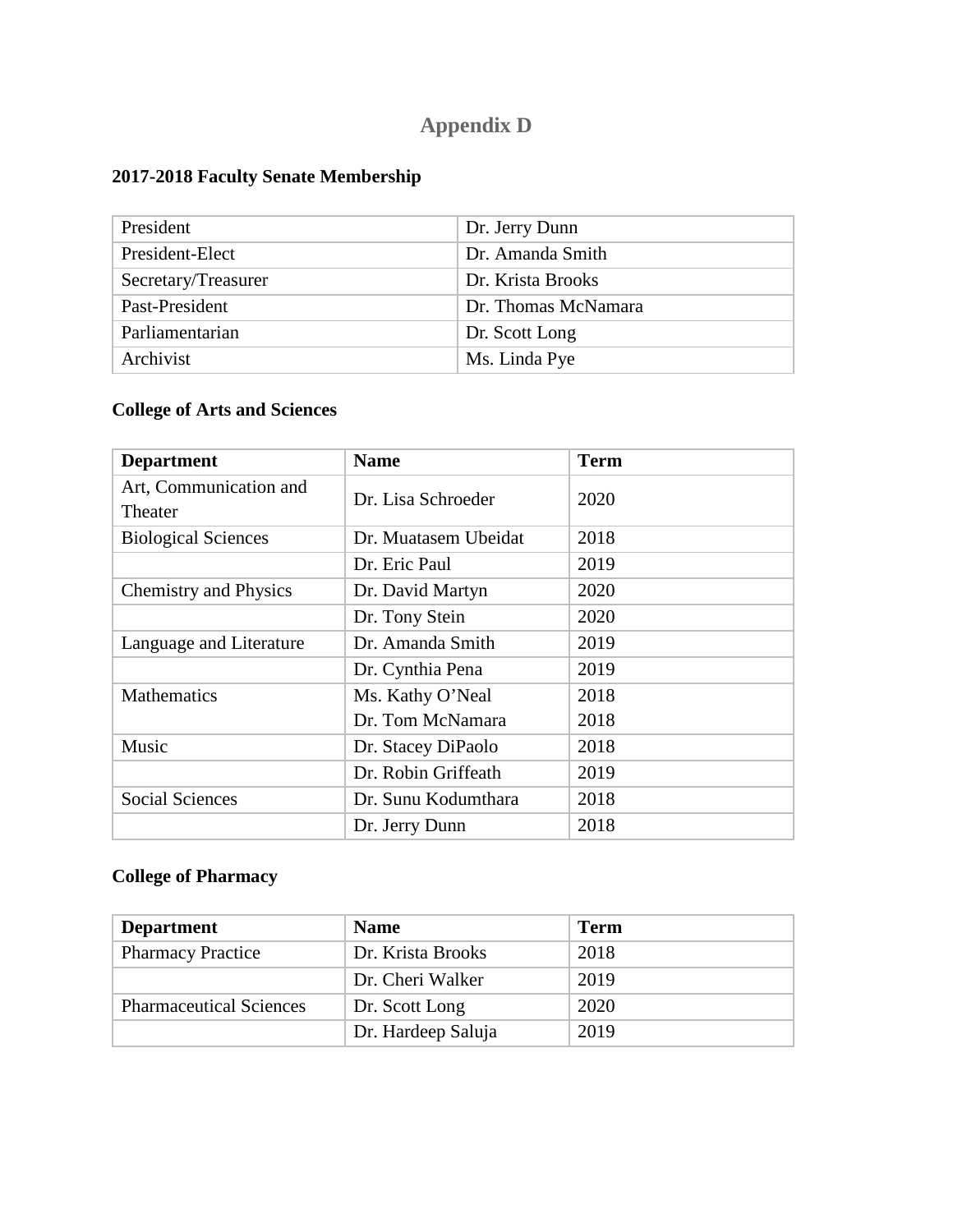# Appendix D

## 2017-2018 Faculty Senate Membership

| | |
|---|---|
| President | Dr. Jerry Dunn |
| President-Elect | Dr. Amanda Smith |
| Secretary/Treasurer | Dr. Krista Brooks |
| Past-President | Dr. Thomas McNamara |
| Parliamentarian | Dr. Scott Long |
| Archivist | Ms. Linda Pye |

## College of Arts and Sciences

| Department | Name | Term |
|---|---|---|
| Art, Communication and Theater | Dr. Lisa Schroeder | 2020 |
| Biological Sciences | Dr. Muatasem Ubeidat | 2018 |
| | Dr. Eric Paul | 2019 |
| Chemistry and Physics | Dr. David Martyn | 2020 |
| | Dr. Tony Stein | 2020 |
| Language and Literature | Dr. Amanda Smith | 2019 |
| | Dr. Cynthia Pena | 2019 |
| Mathematics | Ms. Kathy O'Neal | 2018 |
| | Dr. Tom McNamara | 2018 |
| Music | Dr. Stacey DiPaolo | 2018 |
| | Dr. Robin Griffeath | 2019 |
| Social Sciences | Dr. Sunu Kodumthara | 2018 |
| | Dr. Jerry Dunn | 2018 |

## College of Pharmacy

| Department | Name | Term |
|---|---|---|
| Pharmacy Practice | Dr. Krista Brooks | 2018 |
| | Dr. Cheri Walker | 2019 |
| Pharmaceutical Sciences | Dr. Scott Long | 2020 |
| | Dr. Hardeep Saluja | 2019 |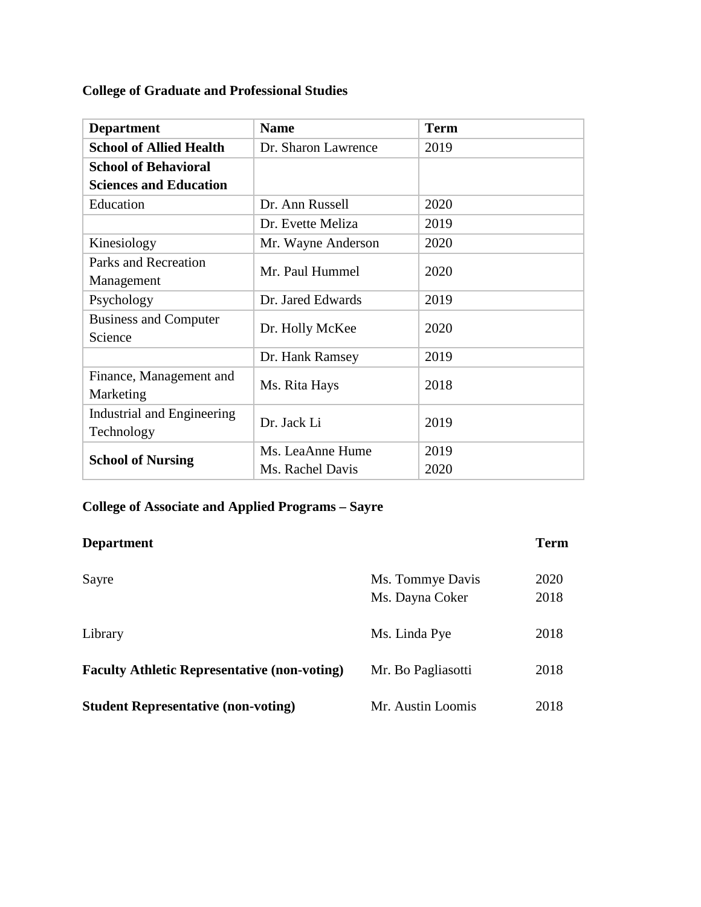**College of Graduate and Professional Studies**

| Department | Name | Term |
|---|---|---|
| **School of Allied Health** | Dr. Sharon Lawrence | 2019 |
| **School of Behavioral Sciences and Education** | | |
| Education | Dr. Ann Russell | 2020 |
| | Dr. Evette Meliza | 2019 |
| Kinesiology | Mr. Wayne Anderson | 2020 |
| Parks and Recreation Management | Mr. Paul Hummel | 2020 |
| Psychology | Dr. Jared Edwards | 2019 |
| Business and Computer Science | Dr. Holly McKee | 2020 |
| | Dr. Hank Ramsey | 2019 |
| Finance, Management and Marketing | Ms. Rita Hays | 2018 |
| Industrial and Engineering Technology | Dr. Jack Li | 2019 |
| **School of Nursing** | Ms. LeaAnne Hume<br>Ms. Rachel Davis | 2019<br>2020 |

**College of Associate and Applied Programs – Sayre**

| **Department** | | **Term** |
|---|---|---|
| Sayre | Ms. Tommye Davis | 2020 |
| | Ms. Dayna Coker | 2018 |
| Library | Ms. Linda Pye | 2018 |
| **Faculty Athletic Representative (non-voting)** | Mr. Bo Pagliasotti | 2018 |
| **Student Representative (non-voting)** | Mr. Austin Loomis | 2018 |